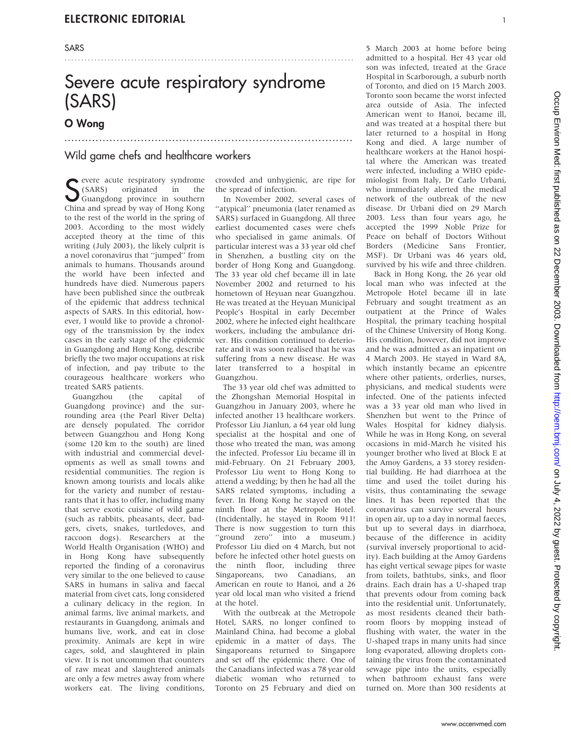SARS

# Severe acute respiratory syndrome (SARS)

## O Wong

### Wild game chefs and healthcare workers

Severe acute respiratory syndrome (SARS) originated in the Guangdong province in southern China and spread by way of Hong Kong to the rest of the world in the spring of 2003. According to the most widely accepted theory at the time of this writing (July 2003), the likely culprit is a novel coronavirus that ''jumped'' from animals to humans. Thousands around the world have been infected and hundreds have died. Numerous papers have been published since the outbreak of the epidemic that address technical aspects of SARS. In this editorial, however, I would like to provide a chronology of the transmission by the index cases in the early stage of the epidemic in Guangdong and Hong Kong, describe briefly the two major occupations at risk of infection, and pay tribute to the courageous healthcare workers who treated SARS patients.

Guangzhou (the capital of Guangdong province) and the surrounding area (the Pearl River Delta) are densely populated. The corridor between Guangzhou and Hong Kong (some 120 km to the south) are lined with industrial and commercial developments as well as small towns and residential communities. The region is known among tourists and locals alike for the variety and number of restaurants that it has to offer, including many that serve exotic cuisine of wild game (such as rabbits, pheasants, deer, badgers, civets, snakes, turtledoves, and raccoon dogs). Researchers at the World Health Organisation (WHO) and in Hong Kong have subsequently reported the finding of a coronavirus very similar to the one believed to cause SARS in humans in saliva and faecal material from civet cats, long considered a culinary delicacy in the region. In animal farms, live animal markets, and restaurants in Guangdong, animals and humans live, work, and eat in close proximity. Animals are kept in wire cages, sold, and slaughtered in plain view. It is not uncommon that counters of raw meat and slaughtered animals are only a few metres away from where workers eat. The living conditions, crowded and unhygienic, are ripe for the spread of infection.

In November 2002, several cases of ''atypical'' pneumonia (later renamed as SARS) surfaced in Guangdong. All three earliest documented cases were chefs who specialised in game animals. Of particular interest was a 33 year old chef in Shenzhen, a bustling city on the border of Hong Kong and Guangdong. The 33 year old chef became ill in late November 2002 and returned to his hometown of Heyuan near Guangzhou. He was treated at the Heyuan Municipal People's Hospital in early December 2002, where he infected eight healthcare workers, including the ambulance driver. His condition continued to deteriorate and it was soon realised that he was suffering from a new disease. He was later transferred to a hospital in Guangzhou.

The 33 year old chef was admitted to the Zhongshan Memorial Hospital in Guangzhou in January 2003, where he infected another 13 healthcare workers. Professor Liu Jianlun, a 64 year old lung specialist at the hospital and one of those who treated the man, was among the infected. Professor Liu became ill in mid-February. On 21 February 2003, Professor Liu went to Hong Kong to attend a wedding; by then he had all the SARS related symptoms, including a fever. In Hong Kong he stayed on the ninth floor at the Metropole Hotel. (Incidentally, he stayed in Room 911! There is now suggestion to turn this ''ground zero'' into a museum.) Professor Liu died on 4 March, but not before he infected other hotel guests on the ninth floor, including three Singaporeans, two Canadians, an American en route to Hanoi, and a 26 year old local man who visited a friend at the hotel.

With the outbreak at the Metropole Hotel, SARS, no longer confined to Mainland China, had become a global epidemic in a matter of days. The Singaporeans returned to Singapore and set off the epidemic there. One of the Canadians infected was a 78 year old diabetic woman who returned to Toronto on 25 February and died on 5 March 2003 at home before being admitted to a hospital. Her 43 year old son was infected, treated at the Grace Hospital in Scarborough, a suburb north of Toronto, and died on 15 March 2003. Toronto soon became the worst infected area outside of Asia. The infected American went to Hanoi, became ill, and was treated at a hospital there but later returned to a hospital in Hong Kong and died. A large number of healthcare workers at the Hanoi hospital where the American was treated were infected, including a WHO epidemiologist from Italy, Dr Carlo Urbani, who immediately alerted the medical network of the outbreak of the new disease. Dr Urbani died on 29 March 2003. Less than four years ago, he accepted the 1999 Noble Prize for Peace on behalf of Doctors Without Borders (Medicine Sans Frontier, MSF). Dr Urbani was 46 years old, survived by his wife and three children.

Back in Hong Kong, the 26 year old local man who was infected at the Metropole Hotel became ill in late February and sought treatment as an outpatient at the Prince of Wales Hospital, the primary teaching hospital of the Chinese University of Hong Kong. His condition, however, did not improve and he was admitted as an inpatient on 4 March 2003. He stayed in Ward 8A, which instantly became an epicentre where other patients, orderlies, nurses, physicians, and medical students were infected. One of the patients infected was a 33 year old man who lived in Shenzhen but went to the Prince of Wales Hospital for kidney dialysis. While he was in Hong Kong, on several occasions in mid-March he visited his younger brother who lived at Block E at the Amoy Gardens, a 33 storey residential building. He had diarrhoea at the time and used the toilet during his visits, thus contaminating the sewage lines. It has been reported that the coronavirus can survive several hours in open air, up to a day in normal faeces, but up to several days in diarrhoea, because of the difference in acidity (survival inversely proportional to acidity). Each building at the Amoy Gardens has eight vertical sewage pipes for waste from toilets, bathtubs, sinks, and floor drains. Each drain has a U-shaped trap that prevents odour from coming back into the residential unit. Unfortunately, as most residents cleaned their bathroom floors by mopping instead of flushing with water, the water in the U-shaped traps in many units had since long evaporated, allowing droplets containing the virus from the contaminated sewage pipe into the units, especially when bathroom exhaust fans were turned on. More than 300 residents at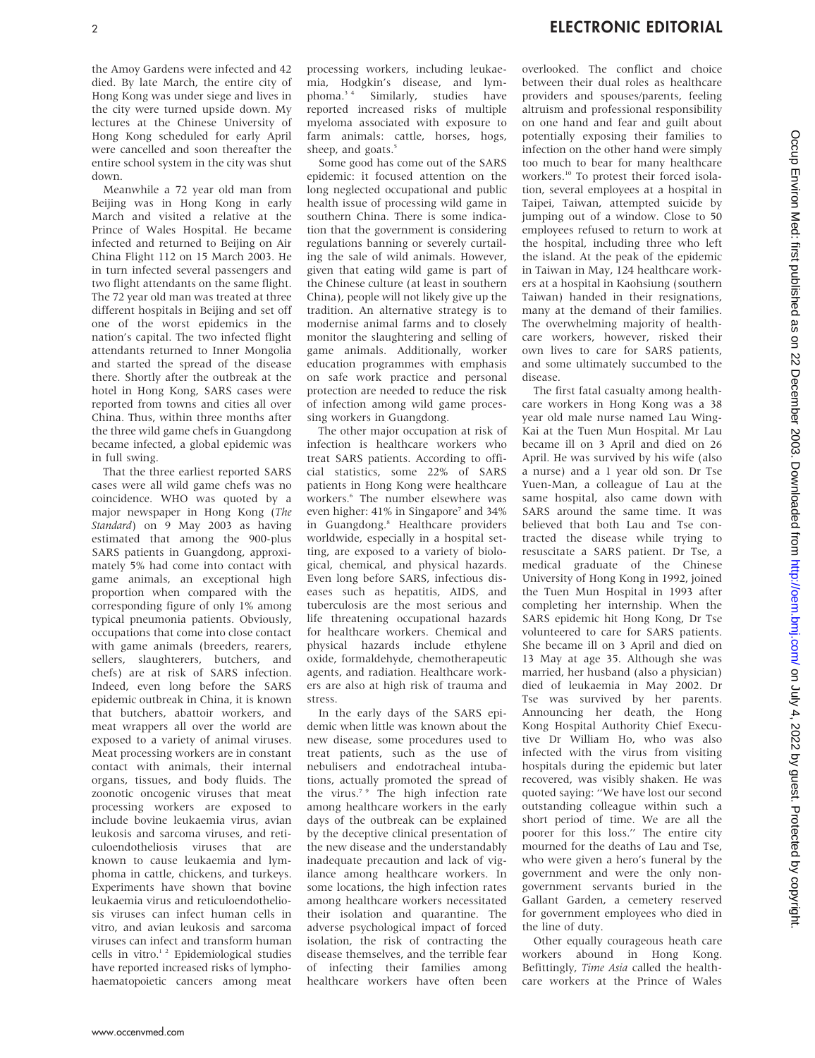the Amoy Gardens were infected and 42 died. By late March, the entire city of Hong Kong was under siege and lives in the city were turned upside down. My lectures at the Chinese University of Hong Kong scheduled for early April were cancelled and soon thereafter the entire school system in the city was shut down.

Meanwhile a 72 year old man from Beijing was in Hong Kong in early March and visited a relative at the Prince of Wales Hospital. He became infected and returned to Beijing on Air China Flight 112 on 15 March 2003. He in turn infected several passengers and two flight attendants on the same flight. The 72 year old man was treated at three different hospitals in Beijing and set off one of the worst epidemics in the nation's capital. The two infected flight attendants returned to Inner Mongolia and started the spread of the disease there. Shortly after the outbreak at the hotel in Hong Kong, SARS cases were reported from towns and cities all over China. Thus, within three months after the three wild game chefs in Guangdong became infected, a global epidemic was in full swing.

That the three earliest reported SARS cases were all wild game chefs was no coincidence. WHO was quoted by a major newspaper in Hong Kong (*The Standard*) on 9 May 2003 as having estimated that among the 900-plus SARS patients in Guangdong, approximately 5% had come into contact with game animals, an exceptional high proportion when compared with the corresponding figure of only 1% among typical pneumonia patients. Obviously, occupations that come into close contact with game animals (breeders, rearers, sellers, slaughterers, butchers, and chefs) are at risk of SARS infection. Indeed, even long before the SARS epidemic outbreak in China, it is known that butchers, abattoir workers, and meat wrappers all over the world are exposed to a variety of animal viruses. Meat processing workers are in constant contact with animals, their internal organs, tissues, and body fluids. The zoonotic oncogenic viruses that meat processing workers are exposed to include bovine leukaemia virus, avian leukosis and sarcoma viruses, and reticuloendotheliosis viruses that are known to cause leukaemia and lymphoma in cattle, chickens, and turkeys. Experiments have shown that bovine leukaemia virus and reticuloendotheliosis viruses can infect human cells in vitro, and avian leukosis and sarcoma viruses can infect and transform human cells in vitro.[1 2] Epidemiological studies have reported increased risks of lymphohaematopoietic cancers among meat processing workers, including leukaemia, Hodgkin's disease, and lymphoma.[3 4] Similarly, studies have reported increased risks of multiple myeloma associated with exposure to farm animals: cattle, horses, hogs, sheep, and goats.[5]

Some good has come out of the SARS epidemic: it focused attention on the long neglected occupational and public health issue of processing wild game in southern China. There is some indication that the government is considering regulations banning or severely curtailing the sale of wild animals. However, given that eating wild game is part of the Chinese culture (at least in southern China), people will not likely give up the tradition. An alternative strategy is to modernise animal farms and to closely monitor the slaughtering and selling of game animals. Additionally, worker education programmes with emphasis on safe work practice and personal protection are needed to reduce the risk of infection among wild game processing workers in Guangdong.

The other major occupation at risk of infection is healthcare workers who treat SARS patients. According to official statistics, some 22% of SARS patients in Hong Kong were healthcare workers.[6] The number elsewhere was even higher: 41% in Singapore[7] and 34% in Guangdong.[8] Healthcare providers worldwide, especially in a hospital setting, are exposed to a variety of biological, chemical, and physical hazards. Even long before SARS, infectious diseases such as hepatitis, AIDS, and tuberculosis are the most serious and life threatening occupational hazards for healthcare workers. Chemical and physical hazards include ethylene oxide, formaldehyde, chemotherapeutic agents, and radiation. Healthcare workers are also at high risk of trauma and stress.

In the early days of the SARS epidemic when little was known about the new disease, some procedures used to treat patients, such as the use of nebulisers and endotracheal intubations, actually promoted the spread of the virus.[7 9] The high infection rate among healthcare workers in the early days of the outbreak can be explained by the deceptive clinical presentation of the new disease and the understandably inadequate precaution and lack of vigilance among healthcare workers. In some locations, the high infection rates among healthcare workers necessitated their isolation and quarantine. The adverse psychological impact of forced isolation, the risk of contracting the disease themselves, and the terrible fear of infecting their families among healthcare workers have often been overlooked. The conflict and choice between their dual roles as healthcare providers and spouses/parents, feeling altruism and professional responsibility on one hand and fear and guilt about potentially exposing their families to infection on the other hand were simply too much to bear for many healthcare workers.[10] To protest their forced isolation, several employees at a hospital in Taipei, Taiwan, attempted suicide by jumping out of a window. Close to 50 employees refused to return to work at the hospital, including three who left the island. At the peak of the epidemic in Taiwan in May, 124 healthcare workers at a hospital in Kaohsiung (southern Taiwan) handed in their resignations, many at the demand of their families. The overwhelming majority of healthcare workers, however, risked their own lives to care for SARS patients, and some ultimately succumbed to the disease.

The first fatal casualty among healthcare workers in Hong Kong was a 38 year old male nurse named Lau Wing-Kai at the Tuen Mun Hospital. Mr Lau became ill on 3 April and died on 26 April. He was survived by his wife (also a nurse) and a 1 year old son. Dr Tse Yuen-Man, a colleague of Lau at the same hospital, also came down with SARS around the same time. It was believed that both Lau and Tse contracted the disease while trying to resuscitate a SARS patient. Dr Tse, a medical graduate of the Chinese University of Hong Kong in 1992, joined the Tuen Mun Hospital in 1993 after completing her internship. When the SARS epidemic hit Hong Kong, Dr Tse volunteered to care for SARS patients. She became ill on 3 April and died on 13 May at age 35. Although she was married, her husband (also a physician) died of leukaemia in May 2002. Dr Tse was survived by her parents. Announcing her death, the Hong Kong Hospital Authority Chief Executive Dr William Ho, who was also infected with the virus from visiting hospitals during the epidemic but later recovered, was visibly shaken. He was quoted saying: "We have lost our second outstanding colleague within such a short period of time. We are all the poorer for this loss." The entire city mourned for the deaths of Lau and Tse, who were given a hero's funeral by the government and were the only non-government servants buried in the Gallant Garden, a cemetery reserved for government employees who died in the line of duty.

Other equally courageous heath care workers abound in Hong Kong. Befittingly, *Time Asia* called the healthcare workers at the Prince of Wales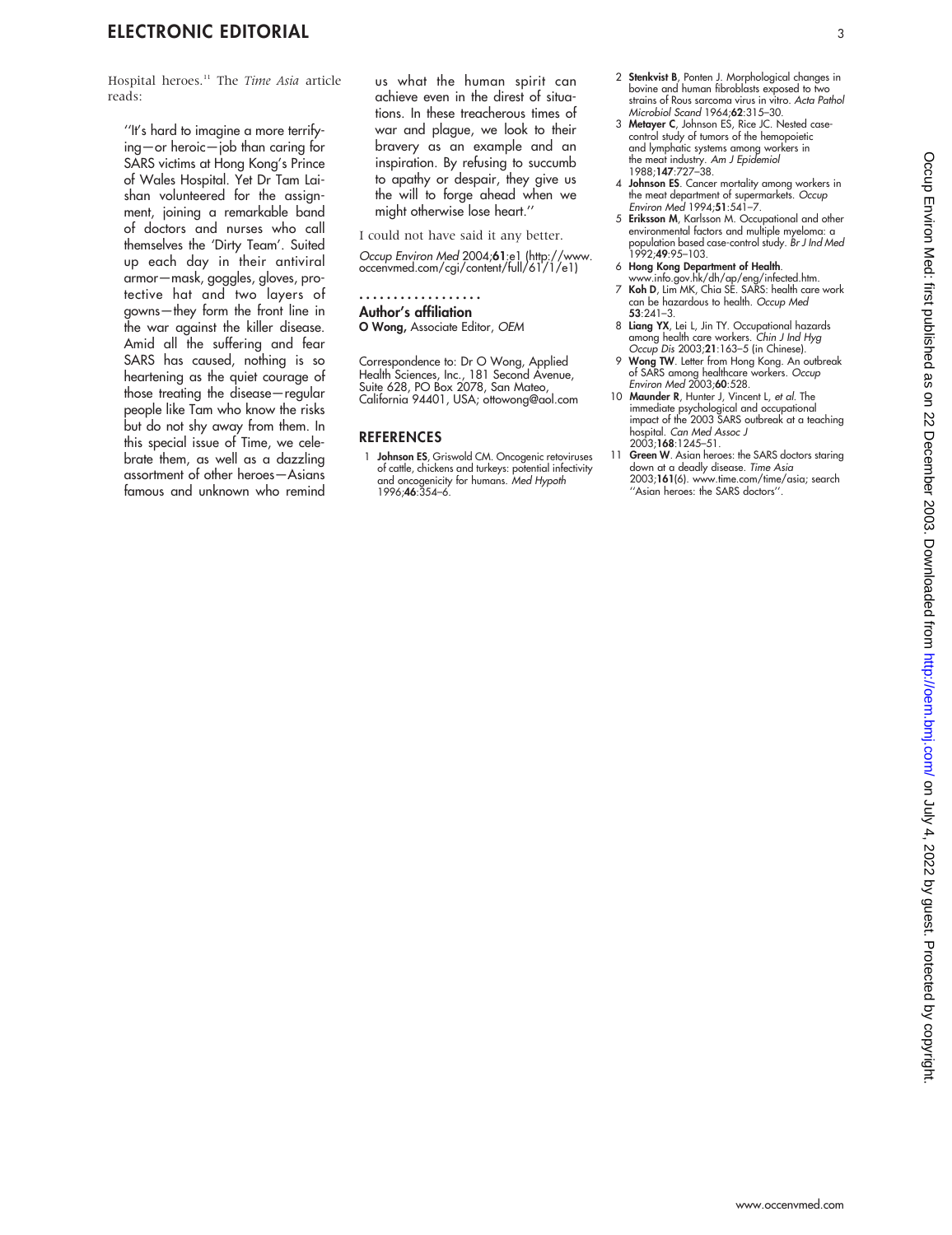Hospital heroes.[11] The *Time Asia* article reads:

> "It's hard to imagine a more terrifying—or heroic—job than caring for SARS victims at Hong Kong's Prince of Wales Hospital. Yet Dr Tam Lai-shan volunteered for the assignment, joining a remarkable band of doctors and nurses who call themselves the 'Dirty Team'. Suited up each day in their antiviral armor—mask, goggles, gloves, protective hat and two layers of gowns—they form the front line in the war against the killer disease. Amid all the suffering and fear SARS has caused, nothing is so heartening as the quiet courage of those treating the disease—regular people like Tam who know the risks but do not shy away from them. In this special issue of Time, we celebrate them, as well as a dazzling assortment of other heroes—Asians famous and unknown who remind us what the human spirit can achieve even in the direst of situations. In these treacherous times of war and plague, we look to their bravery as an example and an inspiration. By refusing to succumb to apathy or despair, they give us the will to forge ahead when we might otherwise lose heart."

I could not have said it any better.

*Occup Environ Med* 2004;**61**:e1 (http://www.occenvmed.com/cgi/content/full/61/1/e1)

## Author's affiliation

**O Wong,** Associate Editor, *OEM*

Correspondence to: Dr O Wong, Applied Health Sciences, Inc., 181 Second Avenue, Suite 628, PO Box 2078, San Mateo, California 94401, USA; ottowong@aol.com

## REFERENCES

1. **Johnson ES**, Griswold CM. Oncogenic retoviruses of cattle, chickens and turkeys: potential infectivity and oncogenicity for humans. *Med Hypoth* 1996;**46**:354–6.
2. **Stenkvist B**, Ponten J. Morphological changes in bovine and human fibroblasts exposed to two strains of Rous sarcoma virus in vitro. *Acta Pathol Microbiol Scand* 1964;**62**:315–30.
3. **Metayer C**, Johnson ES, Rice JC. Nested case-control study of tumors of the hemopoietic and lymphatic systems among workers in the meat industry. *Am J Epidemiol* 1988;**147**:727–38.
4. **Johnson ES**. Cancer mortality among workers in the meat department of supermarkets. *Occup Environ Med* 1994;**51**:541–7.
5. **Eriksson M**, Karlsson M. Occupational and other environmental factors and multiple myeloma: a population based case-control study. *Br J Ind Med* 1992;**49**:95–103.
6. **Hong Kong Department of Health**. www.info.gov.hk/dh/ap/eng/infected.htm.
7. **Koh D**, Lim MK, Chia SE. SARS: health care work can be hazardous to health. *Occup Med* **53**:241–3.
8. **Liang YX**, Lei L, Jin TY. Occupational hazards among health care workers. *Chin J Ind Hyg Occup Dis* 2003;**21**:163–5 (in Chinese).
9. **Wong TW**. Letter from Hong Kong. An outbreak of SARS among healthcare workers. *Occup Environ Med* 2003;**60**:528.
10. **Maunder R**, Hunter J, Vincent L, *et al*. The immediate psychological and occupational impact of the 2003 SARS outbreak at a teaching hospital. *Can Med Assoc J* 2003;**168**:1245–51.
11. **Green W**. Asian heroes: the SARS doctors staring down at a deadly disease. *Time Asia* 2003;**161**(6). www.time.com/time/asia; search "Asian heroes: the SARS doctors".